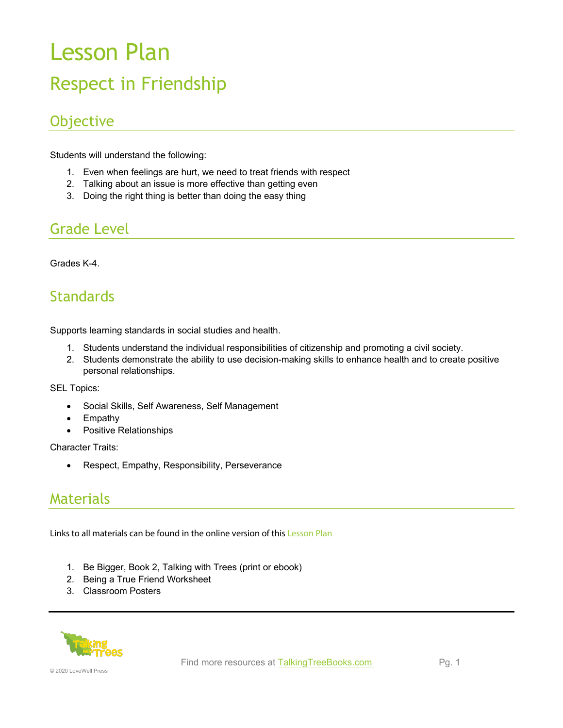# Lesson Plan

## Respect in Friendship

### Objective

Students will understand the following:

1. Even when feelings are hurt, we need to treat friends with respect
2. Talking about an issue is more effective than getting even
3. Doing the right thing is better than doing the easy thing

### Grade Level

Grades K-4.

### Standards

Supports learning standards in social studies and health.

1. Students understand the individual responsibilities of citizenship and promoting a civil society.
2. Students demonstrate the ability to use decision-making skills to enhance health and to create positive personal relationships.

SEL Topics:

- Social Skills, Self Awareness, Self Management
- Empathy
- Positive Relationships

Character Traits:

- Respect, Empathy, Responsibility, Perseverance

### Materials

Links to all materials can be found in the online version of this Lesson Plan

1. Be Bigger, Book 2, Talking with Trees (print or ebook)
2. Being a True Friend Worksheet
3. Classroom Posters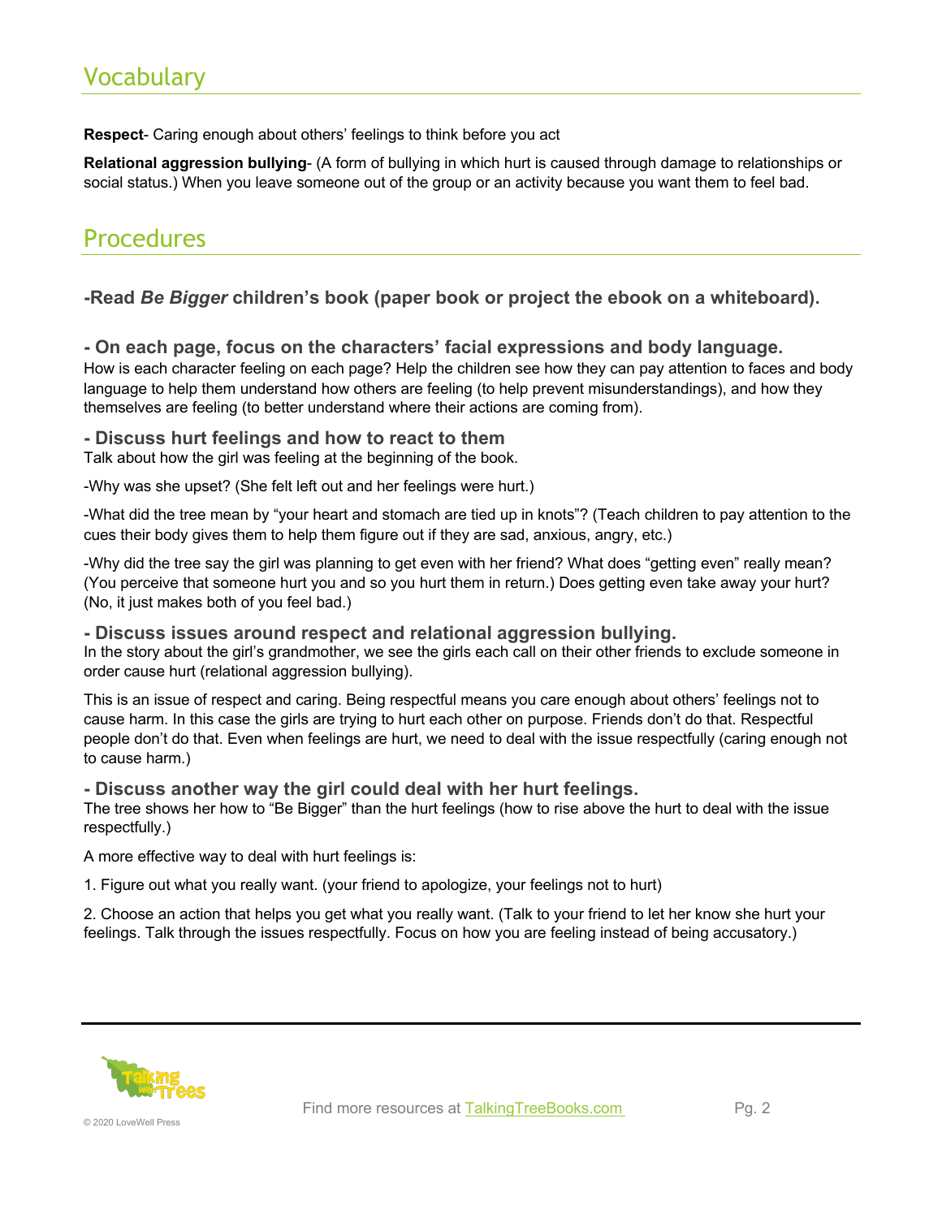## Vocabulary

**Respect**- Caring enough about others' feelings to think before you act

**Relational aggression bullying**- (A form of bullying in which hurt is caused through damage to relationships or social status.) When you leave someone out of the group or an activity because you want them to feel bad.

## Procedures

### -Read *Be Bigger* children's book (paper book or project the ebook on a whiteboard).

### - On each page, focus on the characters' facial expressions and body language.

How is each character feeling on each page? Help the children see how they can pay attention to faces and body language to help them understand how others are feeling (to help prevent misunderstandings), and how they themselves are feeling (to better understand where their actions are coming from).

### - Discuss hurt feelings and how to react to them

Talk about how the girl was feeling at the beginning of the book.

-Why was she upset? (She felt left out and her feelings were hurt.)

-What did the tree mean by "your heart and stomach are tied up in knots"? (Teach children to pay attention to the cues their body gives them to help them figure out if they are sad, anxious, angry, etc.)

-Why did the tree say the girl was planning to get even with her friend? What does "getting even" really mean? (You perceive that someone hurt you and so you hurt them in return.) Does getting even take away your hurt? (No, it just makes both of you feel bad.)

### - Discuss issues around respect and relational aggression bullying.

In the story about the girl's grandmother, we see the girls each call on their other friends to exclude someone in order cause hurt (relational aggression bullying).

This is an issue of respect and caring. Being respectful means you care enough about others' feelings not to cause harm. In this case the girls are trying to hurt each other on purpose. Friends don't do that. Respectful people don't do that. Even when feelings are hurt, we need to deal with the issue respectfully (caring enough not to cause harm.)

### - Discuss another way the girl could deal with her hurt feelings.

The tree shows her how to "Be Bigger" than the hurt feelings (how to rise above the hurt to deal with the issue respectfully.)

A more effective way to deal with hurt feelings is:

1. Figure out what you really want. (your friend to apologize, your feelings not to hurt)

2. Choose an action that helps you get what you really want. (Talk to your friend to let her know she hurt your feelings. Talk through the issues respectfully. Focus on how you are feeling instead of being accusatory.)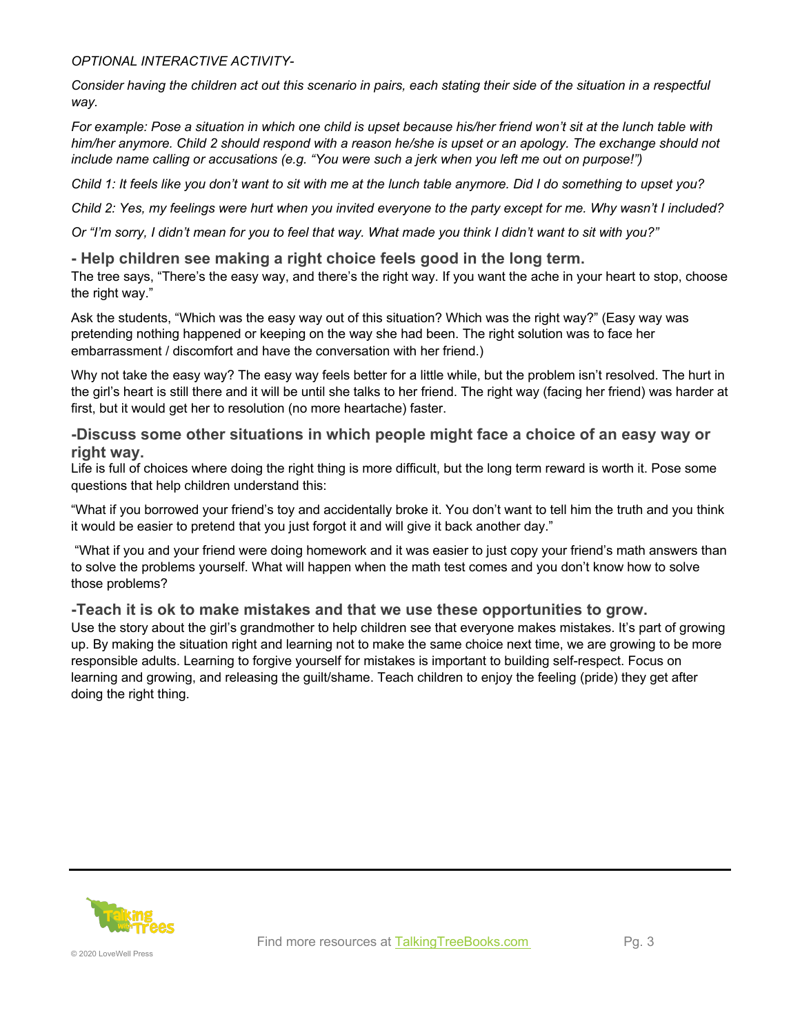*OPTIONAL INTERACTIVE ACTIVITY-*

*Consider having the children act out this scenario in pairs, each stating their side of the situation in a respectful way.*

*For example: Pose a situation in which one child is upset because his/her friend won't sit at the lunch table with him/her anymore. Child 2 should respond with a reason he/she is upset or an apology. The exchange should not include name calling or accusations (e.g. "You were such a jerk when you left me out on purpose!")*

*Child 1: It feels like you don't want to sit with me at the lunch table anymore. Did I do something to upset you?*

*Child 2: Yes, my feelings were hurt when you invited everyone to the party except for me. Why wasn't I included?*

*Or "I'm sorry, I didn't mean for you to feel that way. What made you think I didn't want to sit with you?"*

### - Help children see making a right choice feels good in the long term.

The tree says, "There's the easy way, and there's the right way. If you want the ache in your heart to stop, choose the right way."

Ask the students, "Which was the easy way out of this situation? Which was the right way?" (Easy way was pretending nothing happened or keeping on the way she had been. The right solution was to face her embarrassment / discomfort and have the conversation with her friend.)

Why not take the easy way? The easy way feels better for a little while, but the problem isn't resolved. The hurt in the girl's heart is still there and it will be until she talks to her friend. The right way (facing her friend) was harder at first, but it would get her to resolution (no more heartache) faster.

### -Discuss some other situations in which people might face a choice of an easy way or right way.

Life is full of choices where doing the right thing is more difficult, but the long term reward is worth it. Pose some questions that help children understand this:

"What if you borrowed your friend's toy and accidentally broke it. You don't want to tell him the truth and you think it would be easier to pretend that you just forgot it and will give it back another day."

"What if you and your friend were doing homework and it was easier to just copy your friend's math answers than to solve the problems yourself. What will happen when the math test comes and you don't know how to solve those problems?

### -Teach it is ok to make mistakes and that we use these opportunities to grow.

Use the story about the girl's grandmother to help children see that everyone makes mistakes. It's part of growing up. By making the situation right and learning not to make the same choice next time, we are growing to be more responsible adults. Learning to forgive yourself for mistakes is important to building self-respect. Focus on learning and growing, and releasing the guilt/shame. Teach children to enjoy the feeling (pride) they get after doing the right thing.